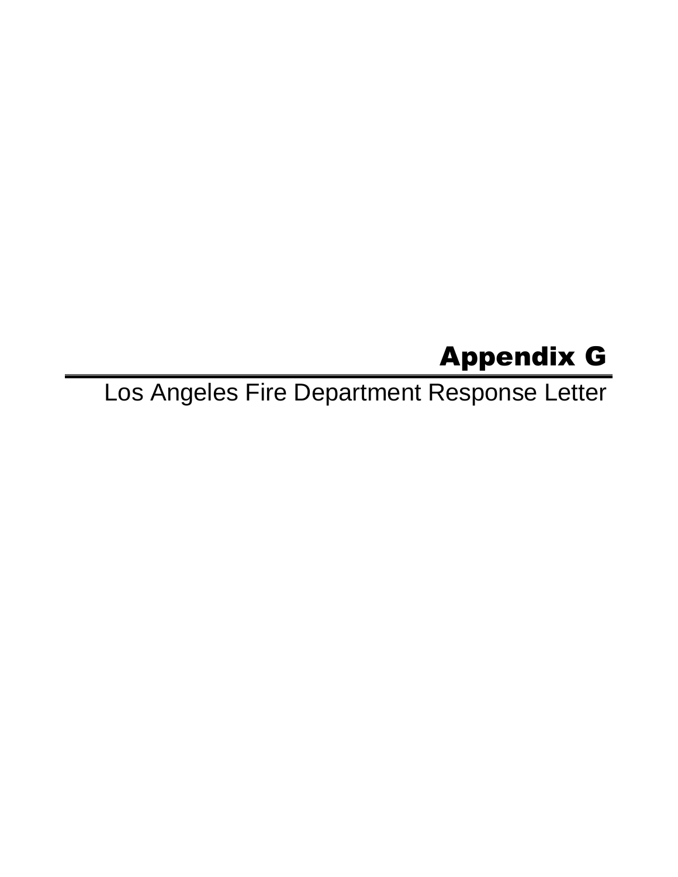# Appendix G

Los Angeles Fire Department Response Letter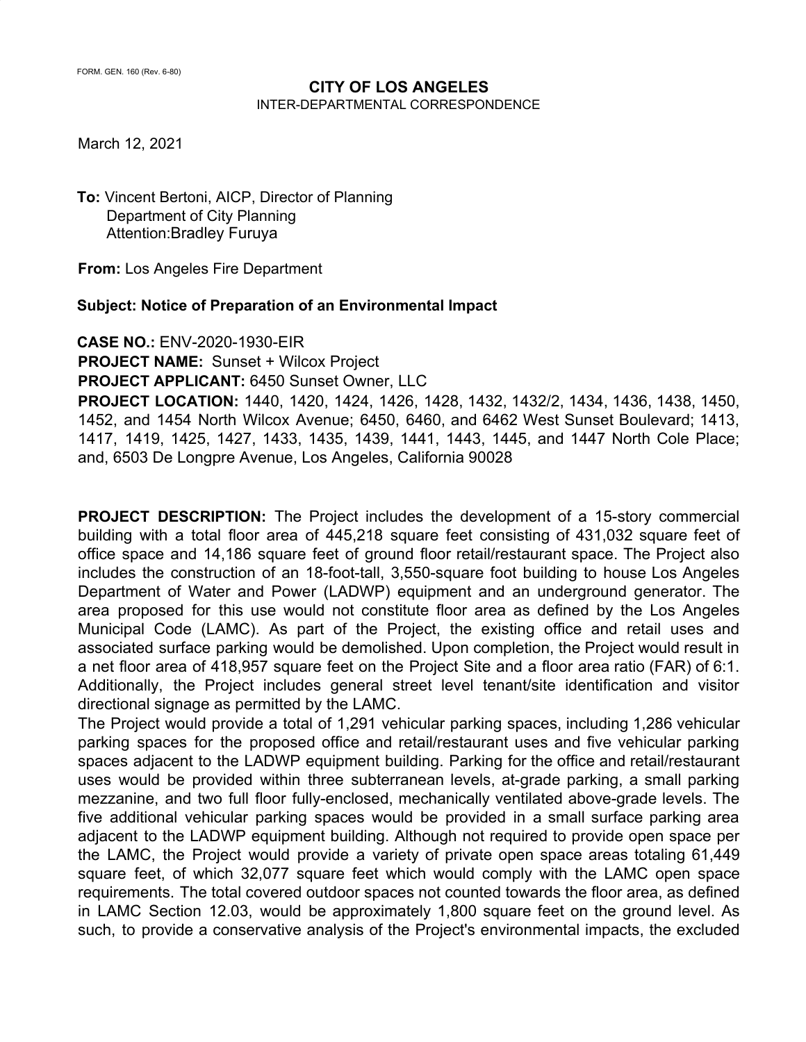FORM. GEN. 160 (Rev. 6-80)

**CITY OF LOS ANGELES**
INTER-DEPARTMENTAL CORRESPONDENCE

March 12, 2021

**To:** Vincent Bertoni, AICP, Director of Planning
Department of City Planning
Attention:Bradley Furuya

**From:** Los Angeles Fire Department

**Subject: Notice of Preparation of an Environmental Impact**

**CASE NO.:** ENV-2020-1930-EIR
**PROJECT NAME:** Sunset + Wilcox Project
**PROJECT APPLICANT:** 6450 Sunset Owner, LLC
**PROJECT LOCATION:** 1440, 1420, 1424, 1426, 1428, 1432, 1432/2, 1434, 1436, 1438, 1450, 1452, and 1454 North Wilcox Avenue; 6450, 6460, and 6462 West Sunset Boulevard; 1413, 1417, 1419, 1425, 1427, 1433, 1435, 1439, 1441, 1443, 1445, and 1447 North Cole Place; and, 6503 De Longpre Avenue, Los Angeles, California 90028

**PROJECT DESCRIPTION:** The Project includes the development of a 15-story commercial building with a total floor area of 445,218 square feet consisting of 431,032 square feet of office space and 14,186 square feet of ground floor retail/restaurant space. The Project also includes the construction of an 18-foot-tall, 3,550-square foot building to house Los Angeles Department of Water and Power (LADWP) equipment and an underground generator. The area proposed for this use would not constitute floor area as defined by the Los Angeles Municipal Code (LAMC). As part of the Project, the existing office and retail uses and associated surface parking would be demolished. Upon completion, the Project would result in a net floor area of 418,957 square feet on the Project Site and a floor area ratio (FAR) of 6:1. Additionally, the Project includes general street level tenant/site identification and visitor directional signage as permitted by the LAMC.
The Project would provide a total of 1,291 vehicular parking spaces, including 1,286 vehicular parking spaces for the proposed office and retail/restaurant uses and five vehicular parking spaces adjacent to the LADWP equipment building. Parking for the office and retail/restaurant uses would be provided within three subterranean levels, at-grade parking, a small parking mezzanine, and two full floor fully-enclosed, mechanically ventilated above-grade levels. The five additional vehicular parking spaces would be provided in a small surface parking area adjacent to the LADWP equipment building. Although not required to provide open space per the LAMC, the Project would provide a variety of private open space areas totaling 61,449 square feet, of which 32,077 square feet which would comply with the LAMC open space requirements. The total covered outdoor spaces not counted towards the floor area, as defined in LAMC Section 12.03, would be approximately 1,800 square feet on the ground level. As such, to provide a conservative analysis of the Project's environmental impacts, the excluded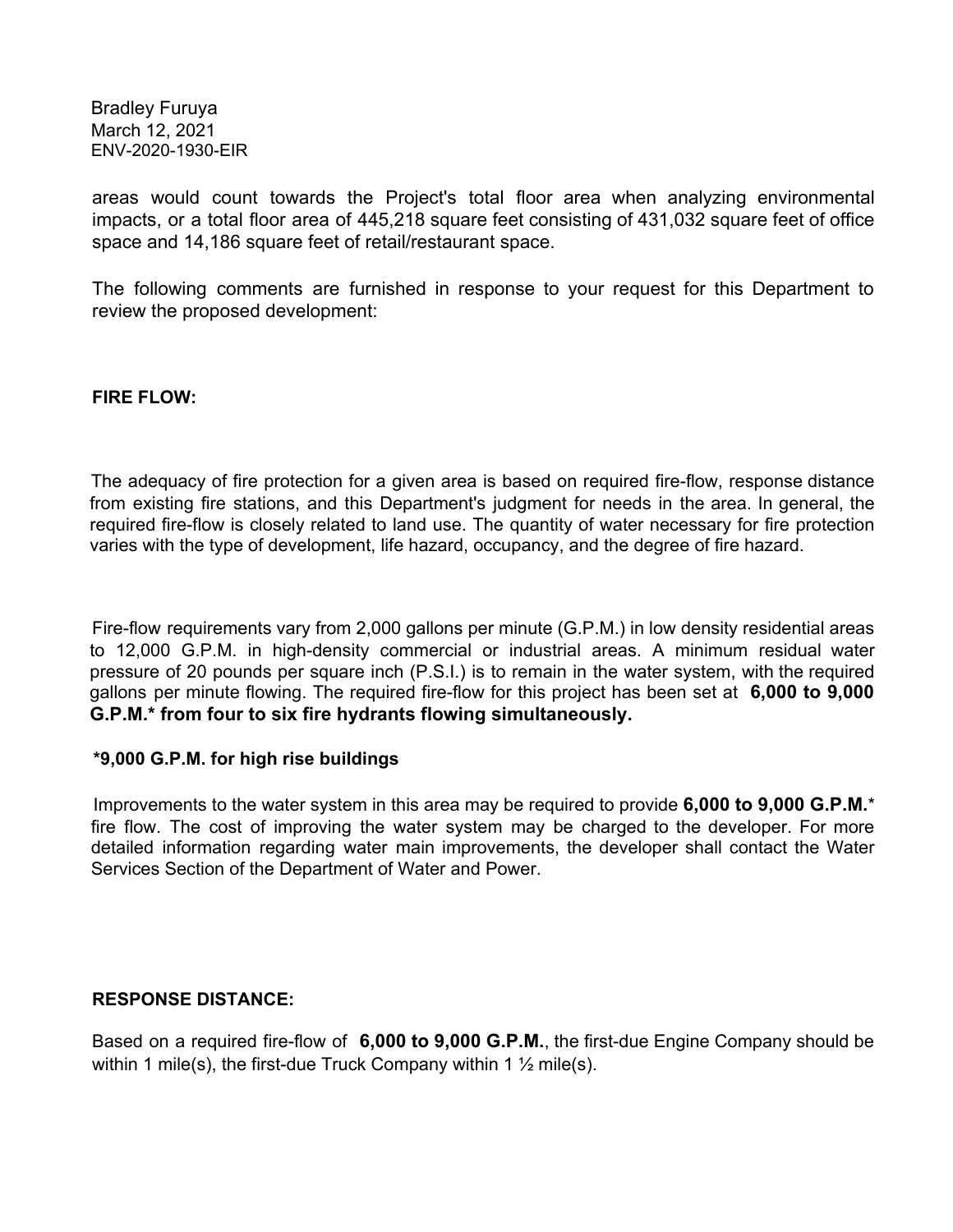areas would count towards the Project's total floor area when analyzing environmental impacts, or a total floor area of 445,218 square feet consisting of 431,032 square feet of office space and 14,186 square feet of retail/restaurant space.

The following comments are furnished in response to your request for this Department to review the proposed development:

**FIRE FLOW:**

The adequacy of fire protection for a given area is based on required fire-flow, response distance from existing fire stations, and this Department's judgment for needs in the area. In general, the required fire-flow is closely related to land use. The quantity of water necessary for fire protection varies with the type of development, life hazard, occupancy, and the degree of fire hazard.

Fire-flow requirements vary from 2,000 gallons per minute (G.P.M.) in low density residential areas to 12,000 G.P.M. in high-density commercial or industrial areas. A minimum residual water pressure of 20 pounds per square inch (P.S.I.) is to remain in the water system, with the required gallons per minute flowing. The required fire-flow for this project has been set at **6,000 to 9,000 G.P.M.* from four to six fire hydrants flowing simultaneously.**

***9,000 G.P.M. for high rise buildings**

Improvements to the water system in this area may be required to provide **6,000 to 9,000 G.P.M.*** fire flow. The cost of improving the water system may be charged to the developer. For more detailed information regarding water main improvements, the developer shall contact the Water Services Section of the Department of Water and Power.

**RESPONSE DISTANCE:**

Based on a required fire-flow of **6,000 to 9,000 G.P.M.**, the first-due Engine Company should be within 1 mile(s), the first-due Truck Company within 1 ½ mile(s).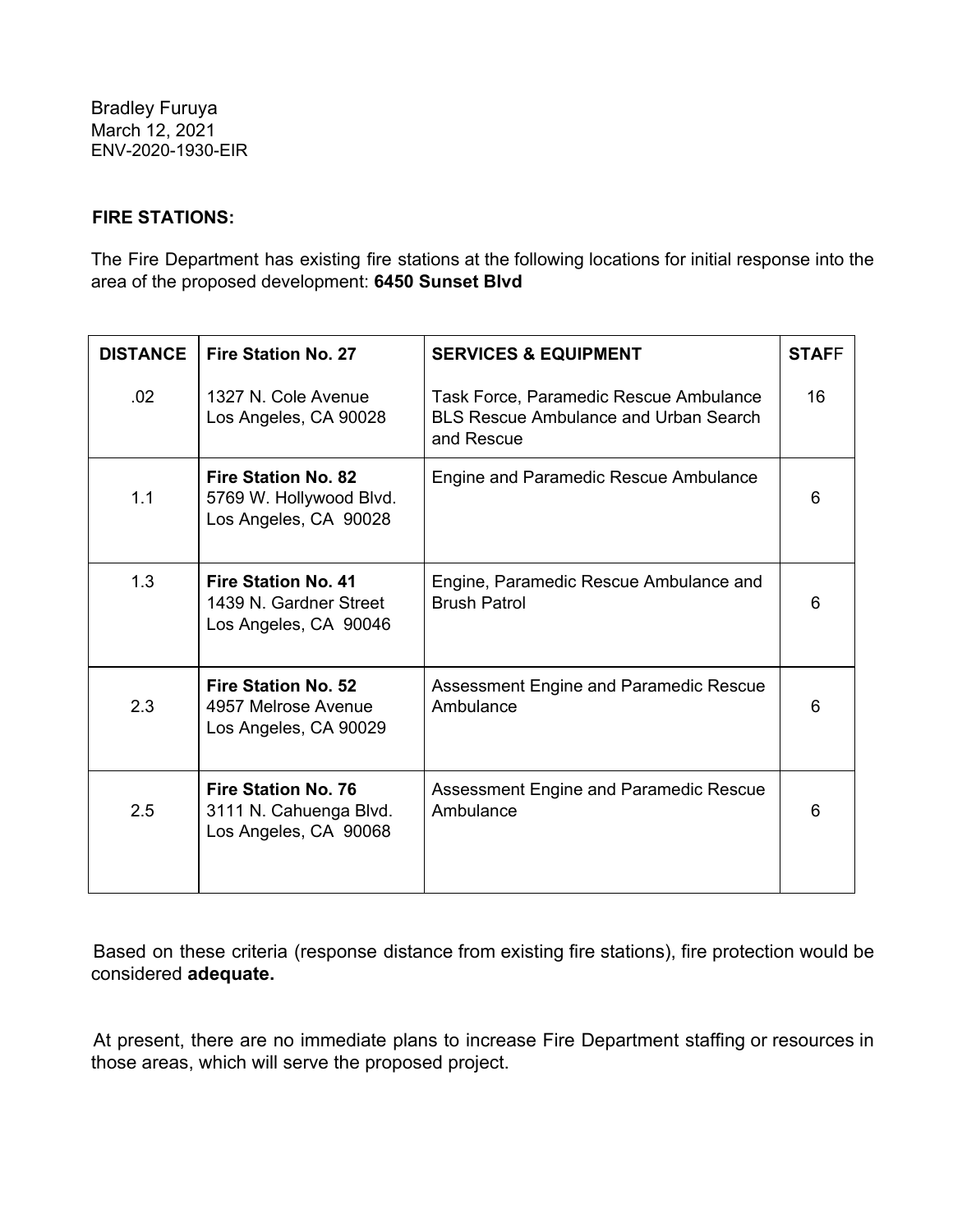Bradley Furuya
March 12, 2021
ENV-2020-1930-EIR

**FIRE STATIONS:**

The Fire Department has existing fire stations at the following locations for initial response into the area of the proposed development: **6450 Sunset Blvd**

| DISTANCE | Fire Station No. 27 | SERVICES & EQUIPMENT | STAFF |
|---|---|---|---|
| .02 | 1327 N. Cole Avenue<br>Los Angeles, CA 90028 | Task Force, Paramedic Rescue Ambulance BLS Rescue Ambulance and Urban Search and Rescue | 16 |
| 1.1 | **Fire Station No. 82**<br>5769 W. Hollywood Blvd.<br>Los Angeles, CA 90028 | Engine and Paramedic Rescue Ambulance | 6 |
| 1.3 | **Fire Station No. 41**<br>1439 N. Gardner Street<br>Los Angeles, CA 90046 | Engine, Paramedic Rescue Ambulance and Brush Patrol | 6 |
| 2.3 | **Fire Station No. 52**<br>4957 Melrose Avenue<br>Los Angeles, CA 90029 | Assessment Engine and Paramedic Rescue Ambulance | 6 |
| 2.5 | **Fire Station No. 76**<br>3111 N. Cahuenga Blvd.<br>Los Angeles, CA 90068 | Assessment Engine and Paramedic Rescue Ambulance | 6 |

Based on these criteria (response distance from existing fire stations), fire protection would be considered **adequate.**

At present, there are no immediate plans to increase Fire Department staffing or resources in those areas, which will serve the proposed project.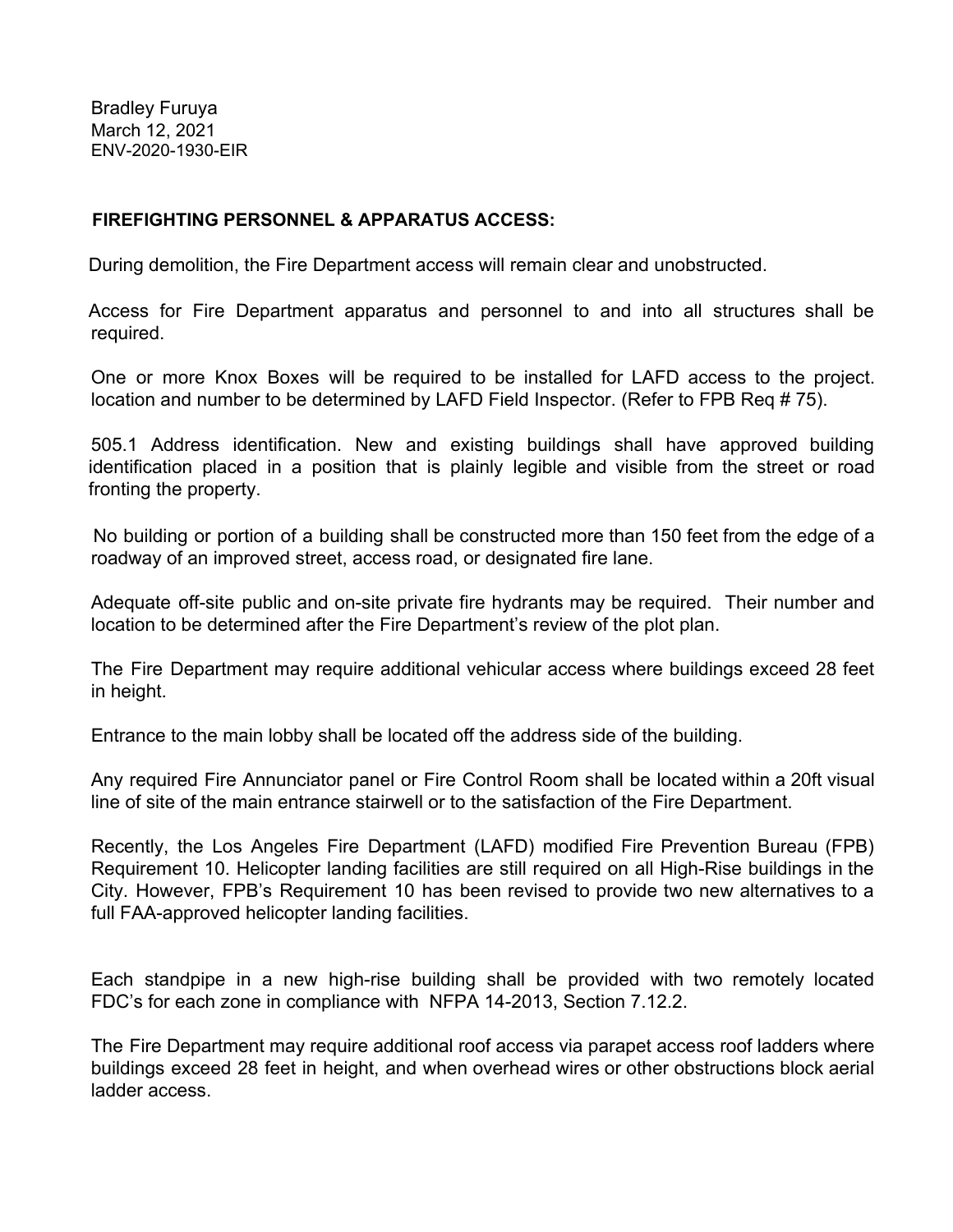Bradley Furuya
March 12, 2021
ENV-2020-1930-EIR

**FIREFIGHTING PERSONNEL & APPARATUS ACCESS:**

During demolition, the Fire Department access will remain clear and unobstructed.

Access for Fire Department apparatus and personnel to and into all structures shall be required.

One or more Knox Boxes will be required to be installed for LAFD access to the project. location and number to be determined by LAFD Field Inspector. (Refer to FPB Req # 75).

505.1 Address identification. New and existing buildings shall have approved building identification placed in a position that is plainly legible and visible from the street or road fronting the property.

No building or portion of a building shall be constructed more than 150 feet from the edge of a roadway of an improved street, access road, or designated fire lane.

Adequate off-site public and on-site private fire hydrants may be required. Their number and location to be determined after the Fire Department's review of the plot plan.

The Fire Department may require additional vehicular access where buildings exceed 28 feet in height.

Entrance to the main lobby shall be located off the address side of the building.

Any required Fire Annunciator panel or Fire Control Room shall be located within a 20ft visual line of site of the main entrance stairwell or to the satisfaction of the Fire Department.

Recently, the Los Angeles Fire Department (LAFD) modified Fire Prevention Bureau (FPB) Requirement 10. Helicopter landing facilities are still required on all High-Rise buildings in the City. However, FPB's Requirement 10 has been revised to provide two new alternatives to a full FAA-approved helicopter landing facilities.

Each standpipe in a new high-rise building shall be provided with two remotely located FDC's for each zone in compliance with NFPA 14-2013, Section 7.12.2.

The Fire Department may require additional roof access via parapet access roof ladders where buildings exceed 28 feet in height, and when overhead wires or other obstructions block aerial ladder access.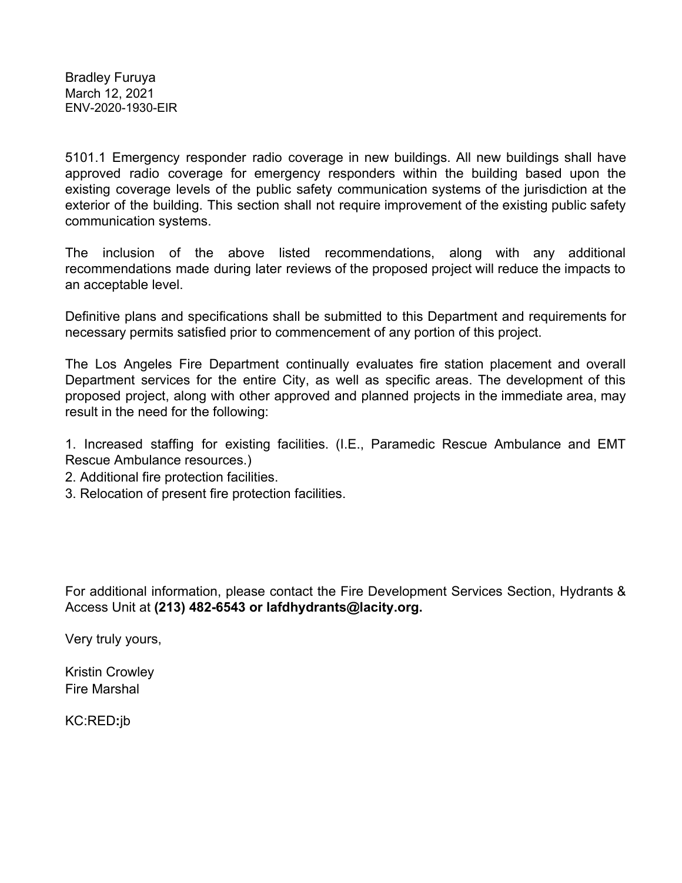5101.1 Emergency responder radio coverage in new buildings. All new buildings shall have approved radio coverage for emergency responders within the building based upon the existing coverage levels of the public safety communication systems of the jurisdiction at the exterior of the building. This section shall not require improvement of the existing public safety communication systems.

The inclusion of the above listed recommendations, along with any additional recommendations made during later reviews of the proposed project will reduce the impacts to an acceptable level.

Definitive plans and specifications shall be submitted to this Department and requirements for necessary permits satisfied prior to commencement of any portion of this project.

The Los Angeles Fire Department continually evaluates fire station placement and overall Department services for the entire City, as well as specific areas. The development of this proposed project, along with other approved and planned projects in the immediate area, may result in the need for the following:

1. Increased staffing for existing facilities. (I.E., Paramedic Rescue Ambulance and EMT Rescue Ambulance resources.)
2. Additional fire protection facilities.
3. Relocation of present fire protection facilities.

For additional information, please contact the Fire Development Services Section, Hydrants & Access Unit at **(213) 482-6543 or lafdhydrants@lacity.org.**

Very truly yours,

Kristin Crowley
Fire Marshal

KC:RED:jb